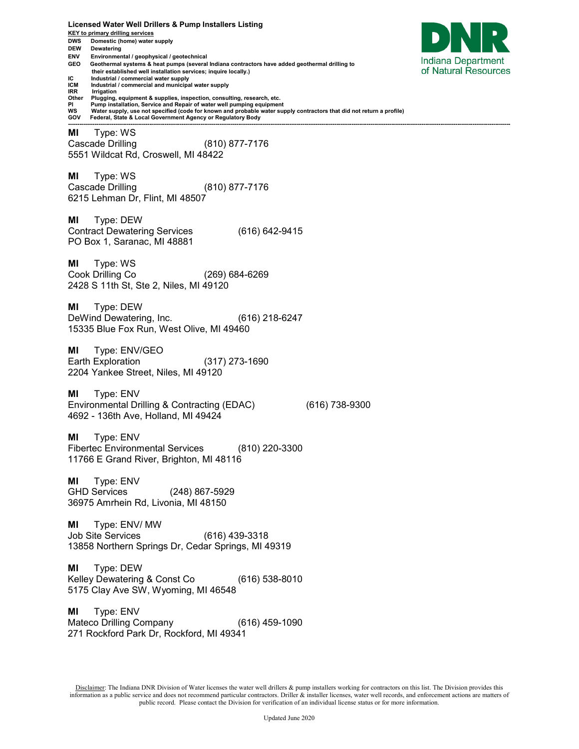**Licensed Water Well Drillers & Pump Installers Listing**

**KEY to primary drilling services**

**DWS** Domestic (home) water supply
**DEW** Dewatering
**ENV** Environmental / geophysical / geotechnical
**GEO** Geothermal systems & heat pumps (several Indiana contractors have added geothermal drilling to their established well installation services; inquire locally.)
**IC** Industrial / commercial water supply
**ICM** Industrial / commercial and municipal water supply
**IRR** Irrigation
**Other** Plugging, equipment & supplies, inspection, consulting, research, etc.
**PI** Pump installation, Service and Repair of water well pumping equipment
**WS** Water supply, use not specified (code for known and probable water supply contractors that did not return a profile)
**GOV** Federal, State & Local Government Agency or Regulatory Body

Indiana Department of Natural Resources

---

**MI** Type: WS
Cascade Drilling (810) 877-7176
5551 Wildcat Rd, Croswell, MI 48422

**MI** Type: WS
Cascade Drilling (810) 877-7176
6215 Lehman Dr, Flint, MI 48507

**MI** Type: DEW
Contract Dewatering Services (616) 642-9415
PO Box 1, Saranac, MI 48881

**MI** Type: WS
Cook Drilling Co (269) 684-6269
2428 S 11th St, Ste 2, Niles, MI 49120

**MI** Type: DEW
DeWind Dewatering, Inc. (616) 218-6247
15335 Blue Fox Run, West Olive, MI 49460

**MI** Type: ENV/GEO
Earth Exploration (317) 273-1690
2204 Yankee Street, Niles, MI 49120

**MI** Type: ENV
Environmental Drilling & Contracting (EDAC) (616) 738-9300
4692 - 136th Ave, Holland, MI 49424

**MI** Type: ENV
Fibertec Environmental Services (810) 220-3300
11766 E Grand River, Brighton, MI 48116

**MI** Type: ENV
GHD Services (248) 867-5929
36975 Amrhein Rd, Livonia, MI 48150

**MI** Type: ENV/ MW
Job Site Services (616) 439-3318
13858 Northern Springs Dr, Cedar Springs, MI 49319

**MI** Type: DEW
Kelley Dewatering & Const Co (616) 538-8010
5175 Clay Ave SW, Wyoming, MI 46548

**MI** Type: ENV
Mateco Drilling Company (616) 459-1090
271 Rockford Park Dr, Rockford, MI 49341

Disclaimer: The Indiana DNR Division of Water licenses the water well drillers & pump installers working for contractors on this list. The Division provides this information as a public service and does not recommend particular contractors. Driller & installer licenses, water well records, and enforcement actions are matters of public record. Please contact the Division for verification of an individual license status or for more information.

Updated June 2020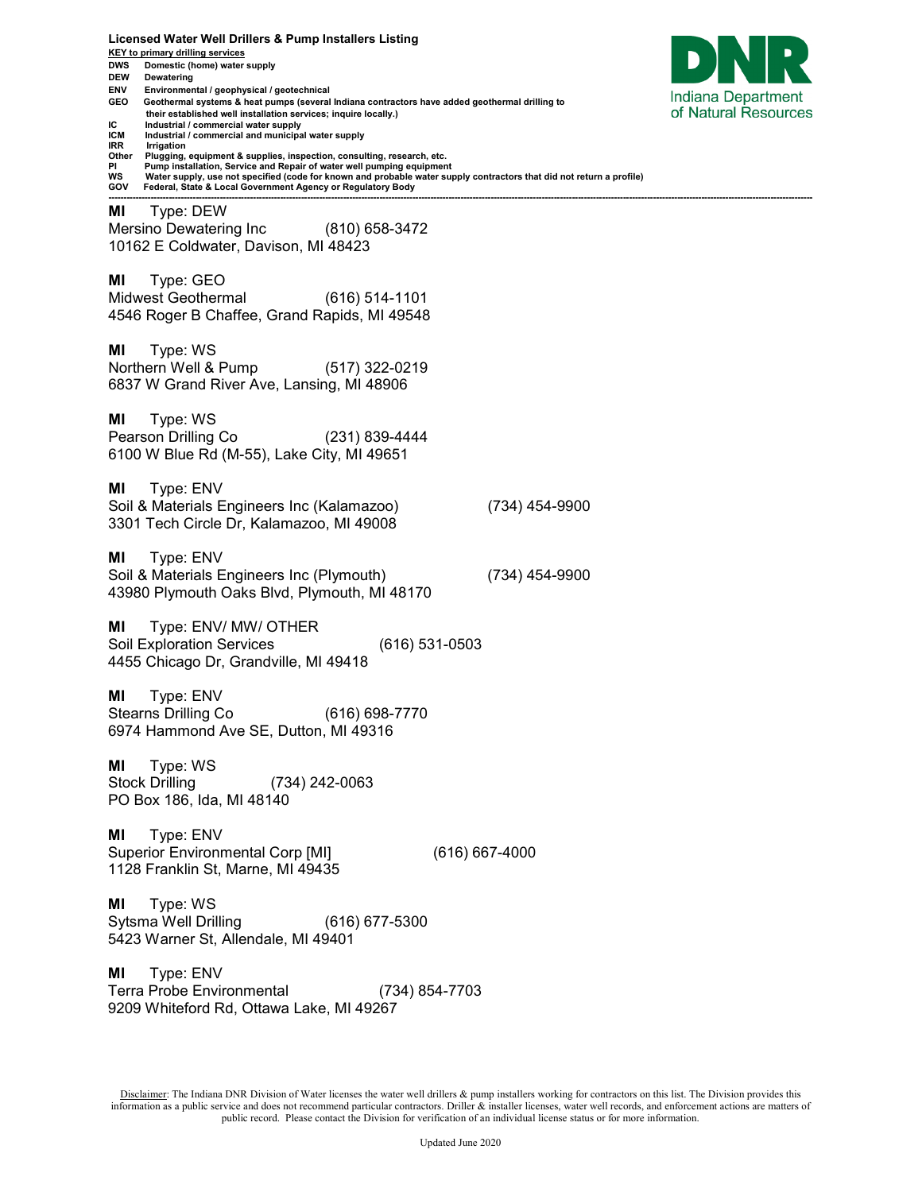**Licensed Water Well Drillers & Pump Installers Listing**

**KEY to primary drilling services**

- **DWS** Domestic (home) water supply
- **DEW** Dewatering
- **ENV** Environmental / geophysical / geotechnical
- **GEO** Geothermal systems & heat pumps (several Indiana contractors have added geothermal drilling to their established well installation services; inquire locally.)
- **IC** Industrial / commercial water supply
- **ICM** Industrial / commercial and municipal water supply
- **IRR** Irrigation
- **Other** Plugging, equipment & supplies, inspection, consulting, research, etc.
- **PI** Pump installation, Service and Repair of water well pumping equipment
- **WS** Water supply, use not specified (code for known and probable water supply contractors that did not return a profile)
- **GOV** Federal, State & Local Government Agency or Regulatory Body

Indiana Department of Natural Resources

---

**MI** Type: DEW
Mersino Dewatering Inc (810) 658-3472
10162 E Coldwater, Davison, MI 48423

**MI** Type: GEO
Midwest Geothermal (616) 514-1101
4546 Roger B Chaffee, Grand Rapids, MI 49548

**MI** Type: WS
Northern Well & Pump (517) 322-0219
6837 W Grand River Ave, Lansing, MI 48906

**MI** Type: WS
Pearson Drilling Co (231) 839-4444
6100 W Blue Rd (M-55), Lake City, MI 49651

**MI** Type: ENV
Soil & Materials Engineers Inc (Kalamazoo) (734) 454-9900
3301 Tech Circle Dr, Kalamazoo, MI 49008

**MI** Type: ENV
Soil & Materials Engineers Inc (Plymouth) (734) 454-9900
43980 Plymouth Oaks Blvd, Plymouth, MI 48170

**MI** Type: ENV/ MW/ OTHER
Soil Exploration Services (616) 531-0503
4455 Chicago Dr, Grandville, MI 49418

**MI** Type: ENV
Stearns Drilling Co (616) 698-7770
6974 Hammond Ave SE, Dutton, MI 49316

**MI** Type: WS
Stock Drilling (734) 242-0063
PO Box 186, Ida, MI 48140

**MI** Type: ENV
Superior Environmental Corp [MI] (616) 667-4000
1128 Franklin St, Marne, MI 49435

**MI** Type: WS
Sytsma Well Drilling (616) 677-5300
5423 Warner St, Allendale, MI 49401

**MI** Type: ENV
Terra Probe Environmental (734) 854-7703
9209 Whiteford Rd, Ottawa Lake, MI 49267

Disclaimer: The Indiana DNR Division of Water licenses the water well drillers & pump installers working for contractors on this list. The Division provides this information as a public service and does not recommend particular contractors. Driller & installer licenses, water well records, and enforcement actions are matters of public record. Please contact the Division for verification of an individual license status or for more information.

Updated June 2020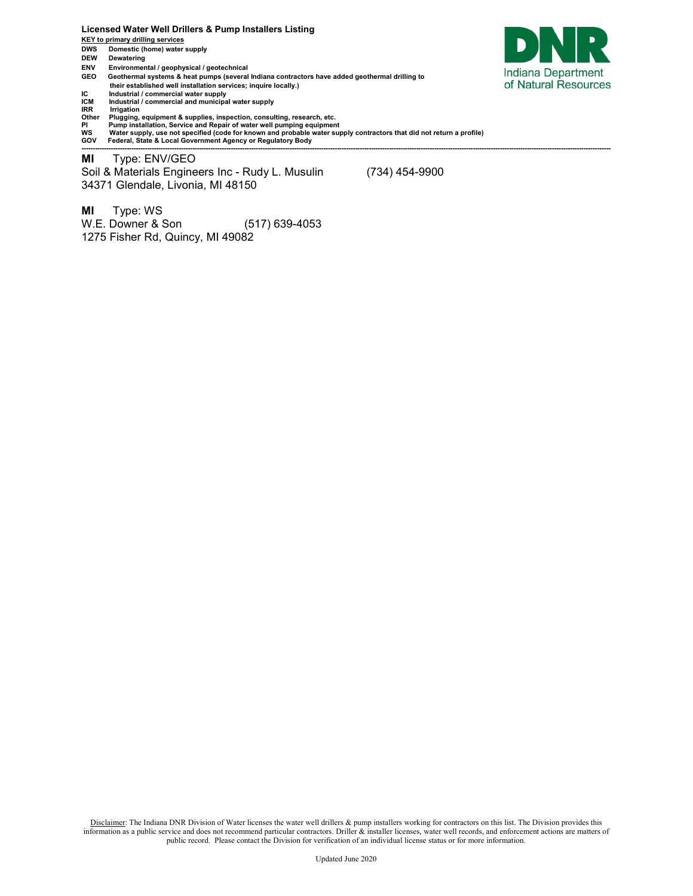**Licensed Water Well Drillers & Pump Installers Listing**

**KEY to primary drilling services**

| | |
|---|---|
| **DWS** | **Domestic (home) water supply** |
| **DEW** | **Dewatering** |
| **ENV** | **Environmental / geophysical / geotechnical** |
| **GEO** | **Geothermal systems & heat pumps (several Indiana contractors have added geothermal drilling to their established well installation services; inquire locally.)** |
| **IC** | **Industrial / commercial water supply** |
| **ICM** | **Industrial / commercial and municipal water supply** |
| **IRR** | **Irrigation** |
| **Other** | **Plugging, equipment & supplies, inspection, consulting, research, etc.** |
| **PI** | **Pump installation, Service and Repair of water well pumping equipment** |
| **WS** | **Water supply, use not specified (code for known and probable water supply contractors that did not return a profile)** |
| **GOV** | **Federal, State & Local Government Agency or Regulatory Body** |

Indiana Department of Natural Resources

---

**MI** Type: ENV/GEO
Soil & Materials Engineers Inc - Rudy L. Musulin (734) 454-9900
34371 Glendale, Livonia, MI 48150

**MI** Type: WS
W.E. Downer & Son (517) 639-4053
1275 Fisher Rd, Quincy, MI 49082

Disclaimer: The Indiana DNR Division of Water licenses the water well drillers & pump installers working for contractors on this list. The Division provides this information as a public service and does not recommend particular contractors. Driller & installer licenses, water well records, and enforcement actions are matters of public record. Please contact the Division for verification of an individual license status or for more information.

Updated June 2020